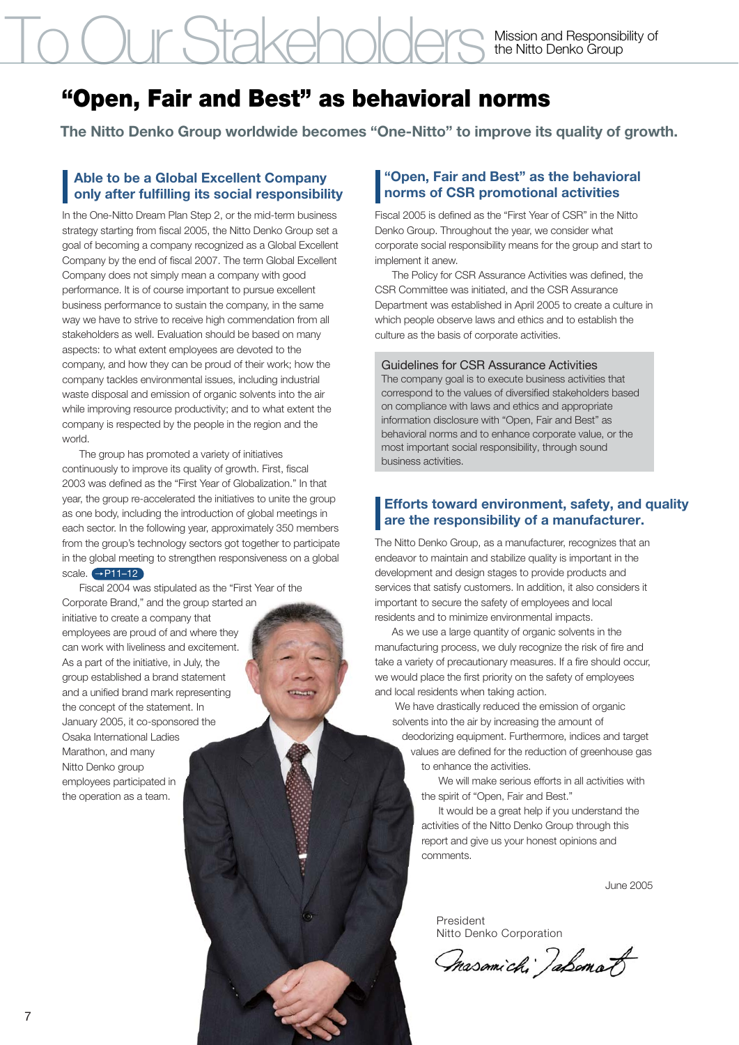# To Our Stakeholders

Mission and Responsibility of the Nitto Denko Group

## "Open, Fair and Best" as behavioral norms

**The Nitto Denko Group worldwide becomes "One-Nitto" to improve its quality of growth.**

### Able to be a Global Excellent Company only after fulfilling its social responsibility

In the One-Nitto Dream Plan Step 2, or the mid-term business strategy starting from fiscal 2005, the Nitto Denko Group set a goal of becoming a company recognized as a Global Excellent Company by the end of fiscal 2007. The term Global Excellent Company does not simply mean a company with good performance. It is of course important to pursue excellent business performance to sustain the company, in the same way we have to strive to receive high commendation from all stakeholders as well. Evaluation should be based on many aspects: to what extent employees are devoted to the company, and how they can be proud of their work; how the company tackles environmental issues, including industrial waste disposal and emission of organic solvents into the air while improving resource productivity; and to what extent the company is respected by the people in the region and the world.

The group has promoted a variety of initiatives continuously to improve its quality of growth. First, fiscal 2003 was defined as the "First Year of Globalization." In that year, the group re-accelerated the initiatives to unite the group as one body, including the introduction of global meetings in each sector. In the following year, approximately 350 members from the group's technology sectors got together to participate in the global meeting to strengthen responsiveness on a global scale. →P11–12

Fiscal 2004 was stipulated as the "First Year of the Corporate Brand," and the group started an initiative to create a company that employees are proud of and where they can work with liveliness and excitement. As a part of the initiative, in July, the group established a brand statement and a unified brand mark representing the concept of the statement. In January 2005, it co-sponsored the Osaka International Ladies Marathon, and many Nitto Denko group employees participated in the operation as a team.

### "Open, Fair and Best" as the behavioral norms of CSR promotional activities

Fiscal 2005 is defined as the "First Year of CSR" in the Nitto Denko Group. Throughout the year, we consider what corporate social responsibility means for the group and start to implement it anew.

The Policy for CSR Assurance Activities was defined, the CSR Committee was initiated, and the CSR Assurance Department was established in April 2005 to create a culture in which people observe laws and ethics and to establish the culture as the basis of corporate activities.

**Guidelines for CSR Assurance Activities**

The company goal is to execute business activities that correspond to the values of diversified stakeholders based on compliance with laws and ethics and appropriate information disclosure with "Open, Fair and Best" as behavioral norms and to enhance corporate value, or the most important social responsibility, through sound business activities.

### Efforts toward environment, safety, and quality are the responsibility of a manufacturer.

The Nitto Denko Group, as a manufacturer, recognizes that an endeavor to maintain and stabilize quality is important in the development and design stages to provide products and services that satisfy customers. In addition, it also considers it important to secure the safety of employees and local residents and to minimize environmental impacts.

As we use a large quantity of organic solvents in the manufacturing process, we duly recognize the risk of fire and take a variety of precautionary measures. If a fire should occur, we would place the first priority on the safety of employees and local residents when taking action.

We have drastically reduced the emission of organic solvents into the air by increasing the amount of deodorizing equipment. Furthermore, indices and target values are defined for the reduction of greenhouse gas to enhance the activities.

We will make serious efforts in all activities with the spirit of "Open, Fair and Best."

It would be a great help if you understand the activities of the Nitto Denko Group through this report and give us your honest opinions and comments.

June 2005

President
Nitto Denko Corporation

Masamichi Takemoto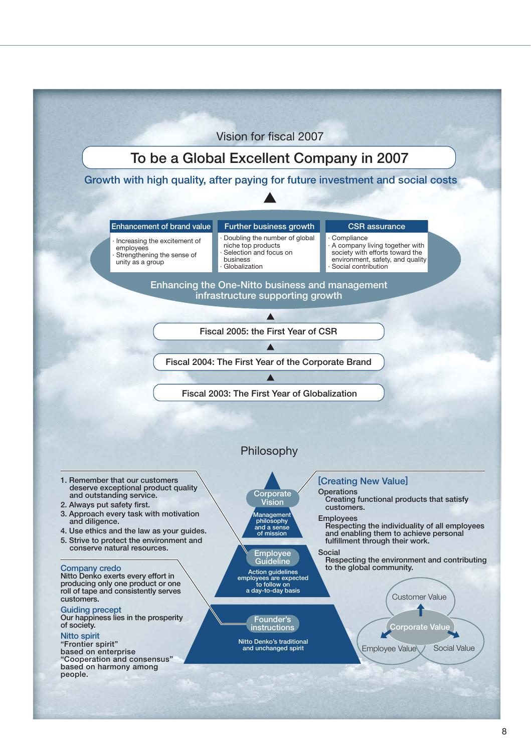Vision for fiscal 2007

# To be a Global Excellent Company in 2007

Growth with high quality, after paying for future investment and social costs

**Enhancement of brand value**
- Increasing the excitement of employees
- Strengthening the sense of unity as a group

**Further business growth**
- Doubling the number of global niche top products
- Selection and focus on business
- Globalization

**CSR assurance**
- Compliance
- A company living together with society with efforts toward the environment, safety, and quality
- Social contribution

Enhancing the One-Nitto business and management infrastructure supporting growth

Fiscal 2005: the First Year of CSR

Fiscal 2004: The First Year of the Corporate Brand

Fiscal 2003: The First Year of Globalization

## Philosophy

1. Remember that our customers deserve exceptional product quality and outstanding service.
2. Always put safety first.
3. Approach every task with motivation and diligence.
4. Use ethics and the law as your guides.
5. Strive to protect the environment and conserve natural resources.

**Company credo**
Nitto Denko exerts every effort in producing only one product or one roll of tape and consistently serves customers.

**Guiding precept**
Our happiness lies in the prosperity of society.

**Nitto spirit**
"Frontier spirit"
based on enterprise
"Cooperation and consensus"
based on harmony among people.

**Corporate Vision**
Management philosophy and a sense of mission

**Employee Guideline**
Action guidelines employees are expected to follow on a day-to-day basis

**Founder's instructions**
Nitto Denko's traditional and unchanged spirit

**[Creating New Value]**

Operations
Creating functional products that satisfy customers.

Employees
Respecting the individuality of all employees and enabling them to achieve personal fulfillment through their work.

Social
Respecting the environment and contributing to the global community.

Customer Value
Corporate Value
Employee Value
Social Value